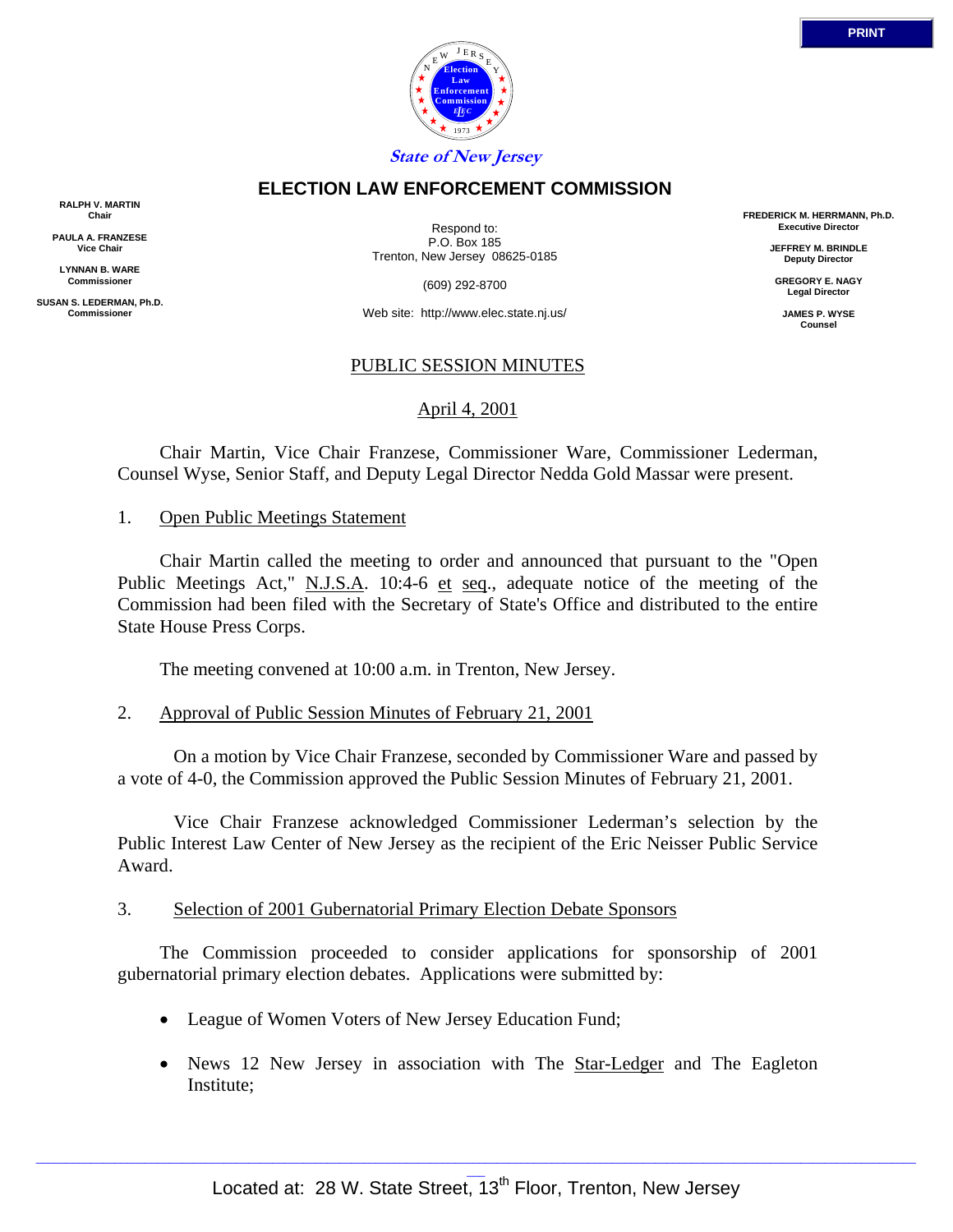State of New Jersey

# ELECTION LAW ENFORCEMENT COMMISSION

**RALPH V. MARTIN**
Chair

**PAULA A. FRANZESE**
Vice Chair

**LYNNAN B. WARE**
Commissioner

**SUSAN S. LEDERMAN, Ph.D.**
Commissioner

Respond to:
P.O. Box 185
Trenton, New Jersey 08625-0185

(609) 292-8700

Web site: http://www.elec.state.nj.us/

**FREDERICK M. HERRMANN, Ph.D.**
Executive Director

**JEFFREY M. BRINDLE**
Deputy Director

**GREGORY E. NAGY**
Legal Director

**JAMES P. WYSE**
Counsel

## PUBLIC SESSION MINUTES

April 4, 2001

Chair Martin, Vice Chair Franzese, Commissioner Ware, Commissioner Lederman, Counsel Wyse, Senior Staff, and Deputy Legal Director Nedda Gold Massar were present.

1. Open Public Meetings Statement

Chair Martin called the meeting to order and announced that pursuant to the "Open Public Meetings Act," N.J.S.A. 10:4-6 et seq., adequate notice of the meeting of the Commission had been filed with the Secretary of State's Office and distributed to the entire State House Press Corps.

The meeting convened at 10:00 a.m. in Trenton, New Jersey.

2. Approval of Public Session Minutes of February 21, 2001

On a motion by Vice Chair Franzese, seconded by Commissioner Ware and passed by a vote of 4-0, the Commission approved the Public Session Minutes of February 21, 2001.

Vice Chair Franzese acknowledged Commissioner Lederman's selection by the Public Interest Law Center of New Jersey as the recipient of the Eric Neisser Public Service Award.

3. Selection of 2001 Gubernatorial Primary Election Debate Sponsors

The Commission proceeded to consider applications for sponsorship of 2001 gubernatorial primary election debates. Applications were submitted by:

- League of Women Voters of New Jersey Education Fund;
- News 12 New Jersey in association with The Star-Ledger and The Eagleton Institute;

Located at: 28 W. State Street, 13th Floor, Trenton, New Jersey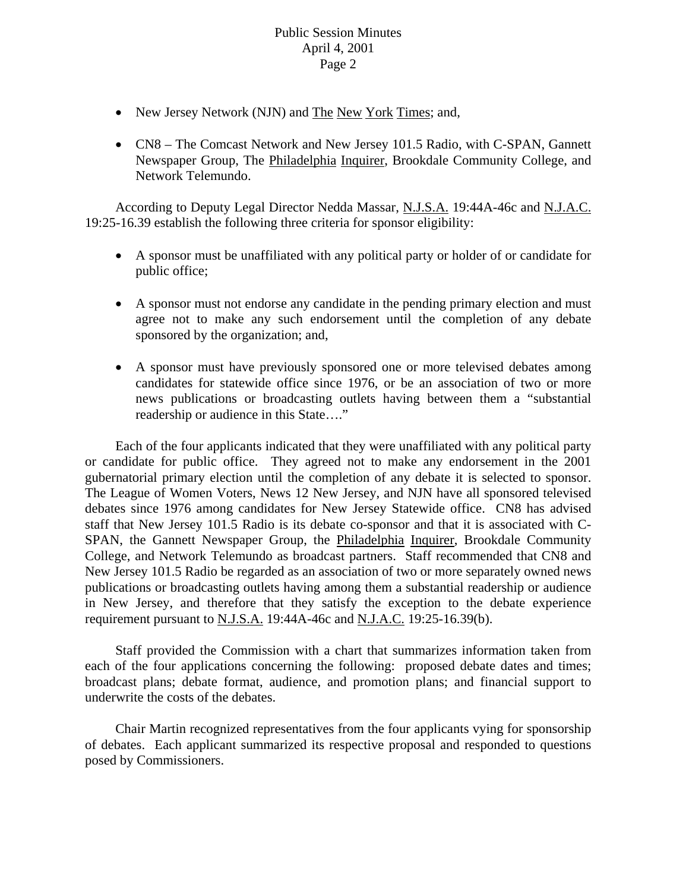- New Jersey Network (NJN) and The New York Times; and,
- CN8 – The Comcast Network and New Jersey 101.5 Radio, with C-SPAN, Gannett Newspaper Group, The Philadelphia Inquirer, Brookdale Community College, and Network Telemundo.

According to Deputy Legal Director Nedda Massar, N.J.S.A. 19:44A-46c and N.J.A.C. 19:25-16.39 establish the following three criteria for sponsor eligibility:

- A sponsor must be unaffiliated with any political party or holder of or candidate for public office;
- A sponsor must not endorse any candidate in the pending primary election and must agree not to make any such endorsement until the completion of any debate sponsored by the organization; and,
- A sponsor must have previously sponsored one or more televised debates among candidates for statewide office since 1976, or be an association of two or more news publications or broadcasting outlets having between them a "substantial readership or audience in this State…."

Each of the four applicants indicated that they were unaffiliated with any political party or candidate for public office. They agreed not to make any endorsement in the 2001 gubernatorial primary election until the completion of any debate it is selected to sponsor. The League of Women Voters, News 12 New Jersey, and NJN have all sponsored televised debates since 1976 among candidates for New Jersey Statewide office. CN8 has advised staff that New Jersey 101.5 Radio is its debate co-sponsor and that it is associated with C-SPAN, the Gannett Newspaper Group, the Philadelphia Inquirer, Brookdale Community College, and Network Telemundo as broadcast partners. Staff recommended that CN8 and New Jersey 101.5 Radio be regarded as an association of two or more separately owned news publications or broadcasting outlets having among them a substantial readership or audience in New Jersey, and therefore that they satisfy the exception to the debate experience requirement pursuant to N.J.S.A. 19:44A-46c and N.J.A.C. 19:25-16.39(b).

Staff provided the Commission with a chart that summarizes information taken from each of the four applications concerning the following: proposed debate dates and times; broadcast plans; debate format, audience, and promotion plans; and financial support to underwrite the costs of the debates.

Chair Martin recognized representatives from the four applicants vying for sponsorship of debates. Each applicant summarized its respective proposal and responded to questions posed by Commissioners.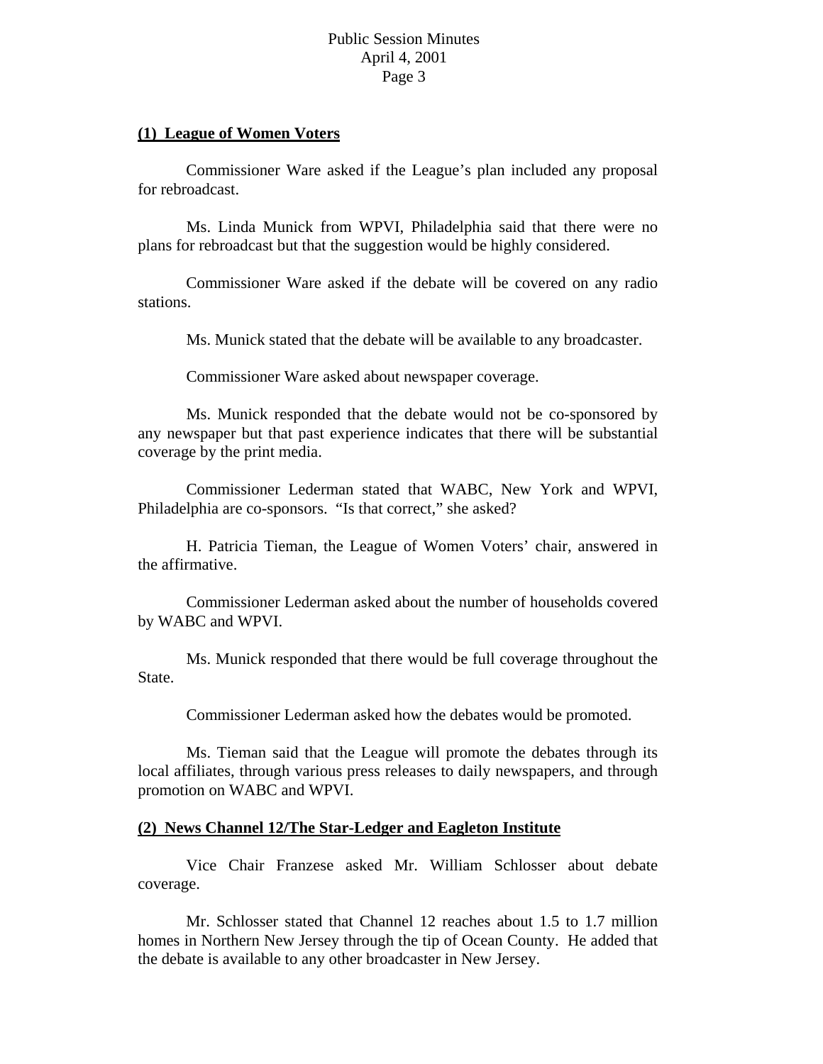**(1) League of Women Voters**

Commissioner Ware asked if the League's plan included any proposal for rebroadcast.

Ms. Linda Munick from WPVI, Philadelphia said that there were no plans for rebroadcast but that the suggestion would be highly considered.

Commissioner Ware asked if the debate will be covered on any radio stations.

Ms. Munick stated that the debate will be available to any broadcaster.

Commissioner Ware asked about newspaper coverage.

Ms. Munick responded that the debate would not be co-sponsored by any newspaper but that past experience indicates that there will be substantial coverage by the print media.

Commissioner Lederman stated that WABC, New York and WPVI, Philadelphia are co-sponsors. "Is that correct," she asked?

H. Patricia Tieman, the League of Women Voters' chair, answered in the affirmative.

Commissioner Lederman asked about the number of households covered by WABC and WPVI.

Ms. Munick responded that there would be full coverage throughout the State.

Commissioner Lederman asked how the debates would be promoted.

Ms. Tieman said that the League will promote the debates through its local affiliates, through various press releases to daily newspapers, and through promotion on WABC and WPVI.

**(2) News Channel 12/The Star-Ledger and Eagleton Institute**

Vice Chair Franzese asked Mr. William Schlosser about debate coverage.

Mr. Schlosser stated that Channel 12 reaches about 1.5 to 1.7 million homes in Northern New Jersey through the tip of Ocean County. He added that the debate is available to any other broadcaster in New Jersey.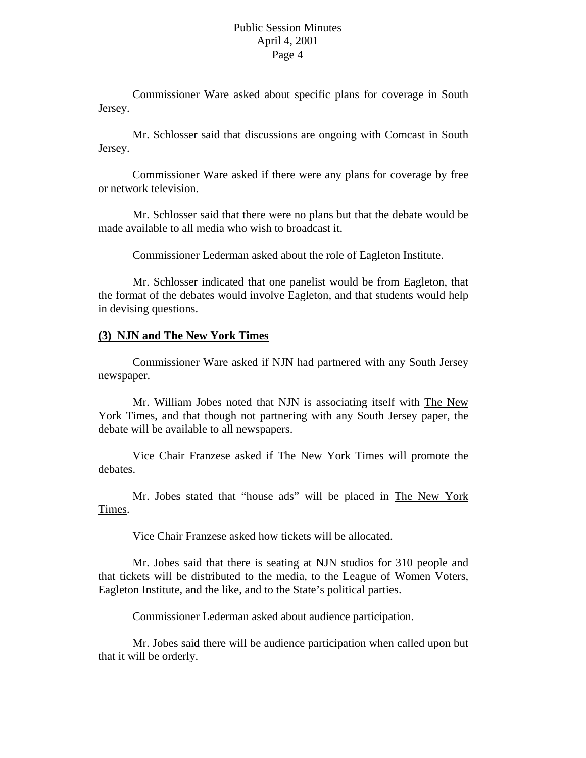Commissioner Ware asked about specific plans for coverage in South Jersey.

Mr. Schlosser said that discussions are ongoing with Comcast in South Jersey.

Commissioner Ware asked if there were any plans for coverage by free or network television.

Mr. Schlosser said that there were no plans but that the debate would be made available to all media who wish to broadcast it.

Commissioner Lederman asked about the role of Eagleton Institute.

Mr. Schlosser indicated that one panelist would be from Eagleton, that the format of the debates would involve Eagleton, and that students would help in devising questions.

**(3) NJN and The New York Times**

Commissioner Ware asked if NJN had partnered with any South Jersey newspaper.

Mr. William Jobes noted that NJN is associating itself with The New York Times, and that though not partnering with any South Jersey paper, the debate will be available to all newspapers.

Vice Chair Franzese asked if The New York Times will promote the debates.

Mr. Jobes stated that "house ads" will be placed in The New York Times.

Vice Chair Franzese asked how tickets will be allocated.

Mr. Jobes said that there is seating at NJN studios for 310 people and that tickets will be distributed to the media, to the League of Women Voters, Eagleton Institute, and the like, and to the State's political parties.

Commissioner Lederman asked about audience participation.

Mr. Jobes said there will be audience participation when called upon but that it will be orderly.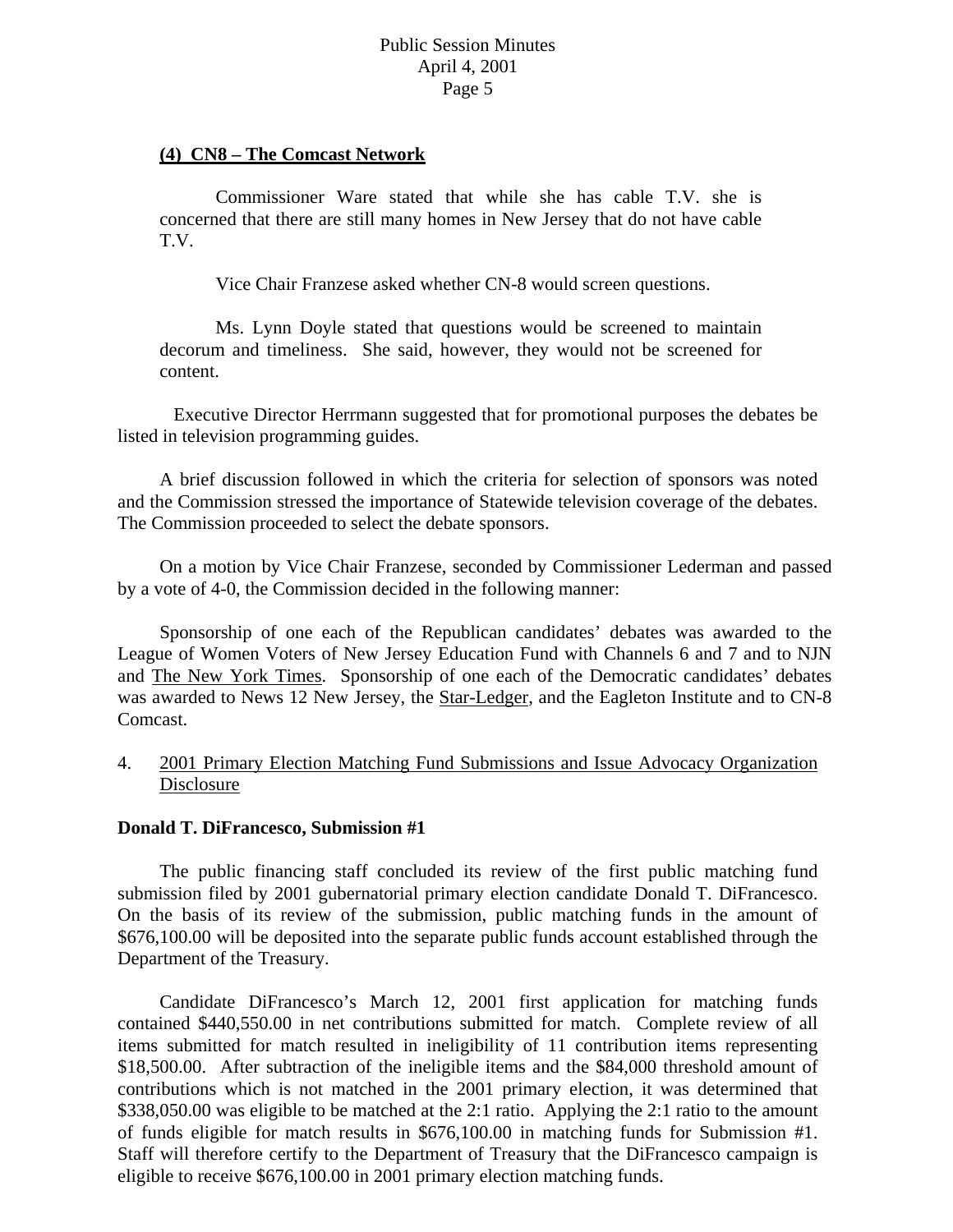**(4) CN8 – The Comcast Network**

Commissioner Ware stated that while she has cable T.V. she is concerned that there are still many homes in New Jersey that do not have cable T.V.

Vice Chair Franzese asked whether CN-8 would screen questions.

Ms. Lynn Doyle stated that questions would be screened to maintain decorum and timeliness. She said, however, they would not be screened for content.

Executive Director Herrmann suggested that for promotional purposes the debates be listed in television programming guides.

A brief discussion followed in which the criteria for selection of sponsors was noted and the Commission stressed the importance of Statewide television coverage of the debates. The Commission proceeded to select the debate sponsors.

On a motion by Vice Chair Franzese, seconded by Commissioner Lederman and passed by a vote of 4-0, the Commission decided in the following manner:

Sponsorship of one each of the Republican candidates' debates was awarded to the League of Women Voters of New Jersey Education Fund with Channels 6 and 7 and to NJN and The New York Times. Sponsorship of one each of the Democratic candidates' debates was awarded to News 12 New Jersey, the Star-Ledger, and the Eagleton Institute and to CN-8 Comcast.

4. 2001 Primary Election Matching Fund Submissions and Issue Advocacy Organization Disclosure

**Donald T. DiFrancesco, Submission #1**

The public financing staff concluded its review of the first public matching fund submission filed by 2001 gubernatorial primary election candidate Donald T. DiFrancesco. On the basis of its review of the submission, public matching funds in the amount of $676,100.00 will be deposited into the separate public funds account established through the Department of the Treasury.

Candidate DiFrancesco's March 12, 2001 first application for matching funds contained $440,550.00 in net contributions submitted for match. Complete review of all items submitted for match resulted in ineligibility of 11 contribution items representing $18,500.00. After subtraction of the ineligible items and the $84,000 threshold amount of contributions which is not matched in the 2001 primary election, it was determined that $338,050.00 was eligible to be matched at the 2:1 ratio. Applying the 2:1 ratio to the amount of funds eligible for match results in $676,100.00 in matching funds for Submission #1. Staff will therefore certify to the Department of Treasury that the DiFrancesco campaign is eligible to receive $676,100.00 in 2001 primary election matching funds.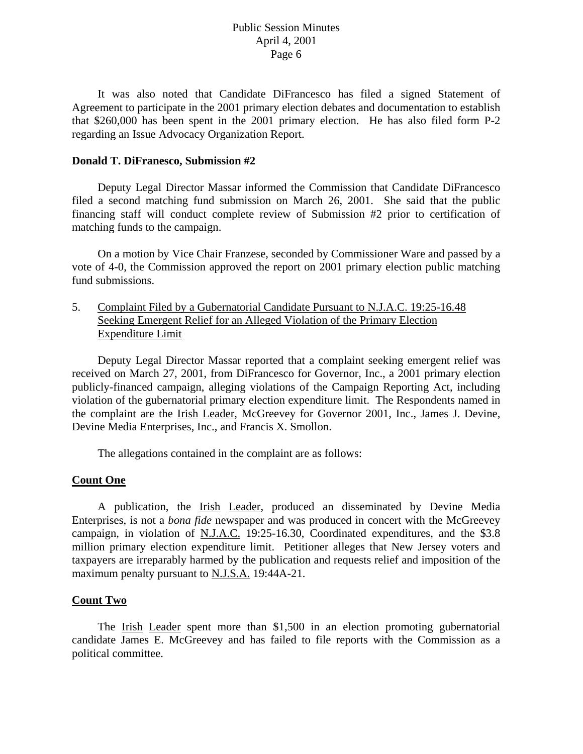It was also noted that Candidate DiFrancesco has filed a signed Statement of Agreement to participate in the 2001 primary election debates and documentation to establish that $260,000 has been spent in the 2001 primary election. He has also filed form P-2 regarding an Issue Advocacy Organization Report.

**Donald T. DiFranesco, Submission #2**

Deputy Legal Director Massar informed the Commission that Candidate DiFrancesco filed a second matching fund submission on March 26, 2001. She said that the public financing staff will conduct complete review of Submission #2 prior to certification of matching funds to the campaign.

On a motion by Vice Chair Franzese, seconded by Commissioner Ware and passed by a vote of 4-0, the Commission approved the report on 2001 primary election public matching fund submissions.

5. Complaint Filed by a Gubernatorial Candidate Pursuant to N.J.A.C. 19:25-16.48 Seeking Emergent Relief for an Alleged Violation of the Primary Election Expenditure Limit

Deputy Legal Director Massar reported that a complaint seeking emergent relief was received on March 27, 2001, from DiFrancesco for Governor, Inc., a 2001 primary election publicly-financed campaign, alleging violations of the Campaign Reporting Act, including violation of the gubernatorial primary election expenditure limit. The Respondents named in the complaint are the Irish Leader, McGreevey for Governor 2001, Inc., James J. Devine, Devine Media Enterprises, Inc., and Francis X. Smollon.

The allegations contained in the complaint are as follows:

**Count One**

A publication, the Irish Leader, produced an disseminated by Devine Media Enterprises, is not a *bona fide* newspaper and was produced in concert with the McGreevey campaign, in violation of N.J.A.C. 19:25-16.30, Coordinated expenditures, and the $3.8 million primary election expenditure limit. Petitioner alleges that New Jersey voters and taxpayers are irreparably harmed by the publication and requests relief and imposition of the maximum penalty pursuant to N.J.S.A. 19:44A-21.

**Count Two**

The Irish Leader spent more than $1,500 in an election promoting gubernatorial candidate James E. McGreevey and has failed to file reports with the Commission as a political committee.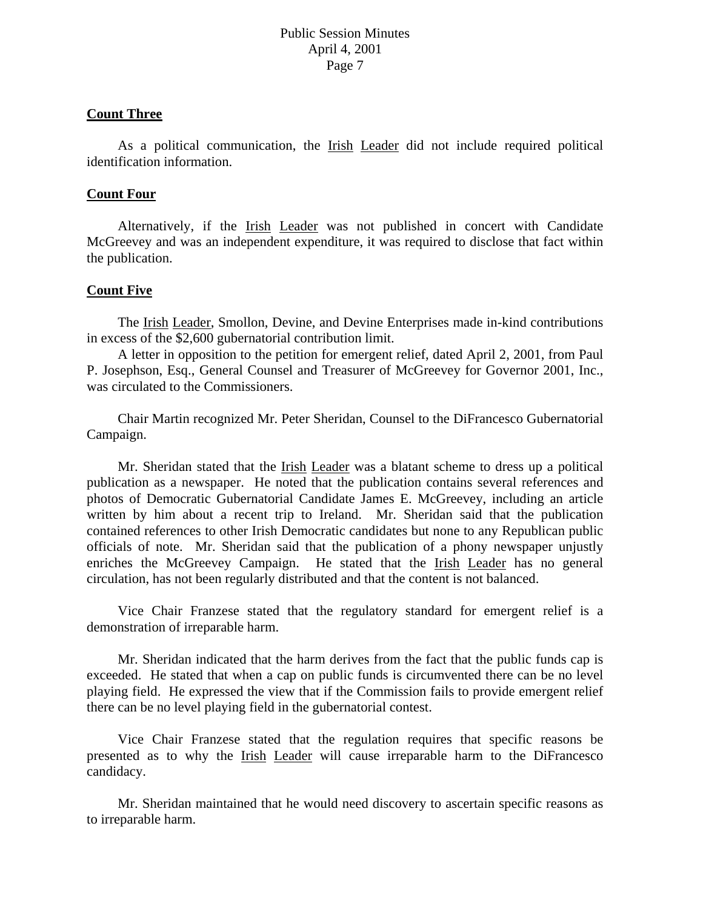**Count Three**

As a political communication, the Irish Leader did not include required political identification information.

**Count Four**

Alternatively, if the Irish Leader was not published in concert with Candidate McGreevey and was an independent expenditure, it was required to disclose that fact within the publication.

**Count Five**

The Irish Leader, Smollon, Devine, and Devine Enterprises made in-kind contributions in excess of the $2,600 gubernatorial contribution limit.

A letter in opposition to the petition for emergent relief, dated April 2, 2001, from Paul P. Josephson, Esq., General Counsel and Treasurer of McGreevey for Governor 2001, Inc., was circulated to the Commissioners.

Chair Martin recognized Mr. Peter Sheridan, Counsel to the DiFrancesco Gubernatorial Campaign.

Mr. Sheridan stated that the Irish Leader was a blatant scheme to dress up a political publication as a newspaper. He noted that the publication contains several references and photos of Democratic Gubernatorial Candidate James E. McGreevey, including an article written by him about a recent trip to Ireland. Mr. Sheridan said that the publication contained references to other Irish Democratic candidates but none to any Republican public officials of note. Mr. Sheridan said that the publication of a phony newspaper unjustly enriches the McGreevey Campaign. He stated that the Irish Leader has no general circulation, has not been regularly distributed and that the content is not balanced.

Vice Chair Franzese stated that the regulatory standard for emergent relief is a demonstration of irreparable harm.

Mr. Sheridan indicated that the harm derives from the fact that the public funds cap is exceeded. He stated that when a cap on public funds is circumvented there can be no level playing field. He expressed the view that if the Commission fails to provide emergent relief there can be no level playing field in the gubernatorial contest.

Vice Chair Franzese stated that the regulation requires that specific reasons be presented as to why the Irish Leader will cause irreparable harm to the DiFrancesco candidacy.

Mr. Sheridan maintained that he would need discovery to ascertain specific reasons as to irreparable harm.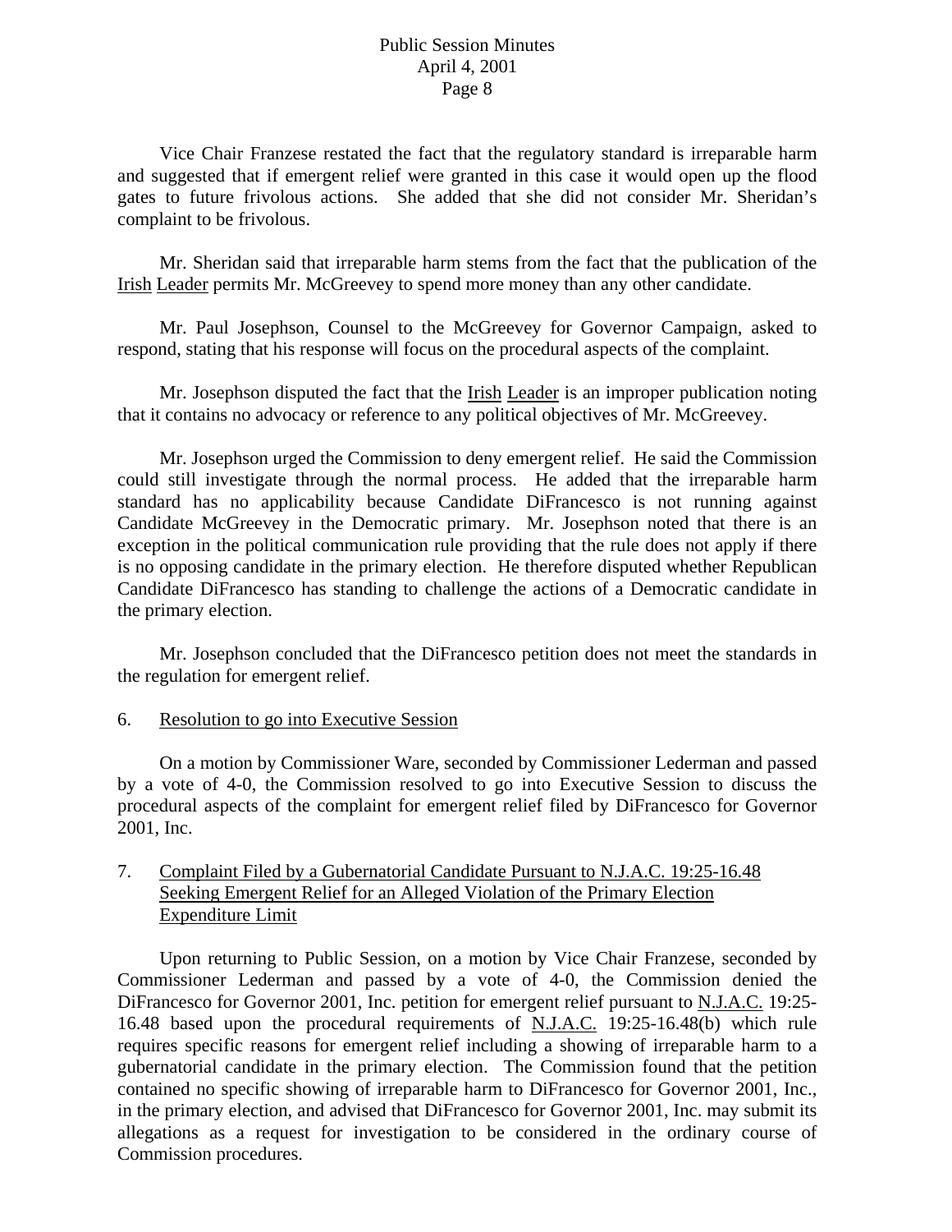Vice Chair Franzese restated the fact that the regulatory standard is irreparable harm and suggested that if emergent relief were granted in this case it would open up the flood gates to future frivolous actions. She added that she did not consider Mr. Sheridan's complaint to be frivolous.

Mr. Sheridan said that irreparable harm stems from the fact that the publication of the Irish Leader permits Mr. McGreevey to spend more money than any other candidate.

Mr. Paul Josephson, Counsel to the McGreevey for Governor Campaign, asked to respond, stating that his response will focus on the procedural aspects of the complaint.

Mr. Josephson disputed the fact that the Irish Leader is an improper publication noting that it contains no advocacy or reference to any political objectives of Mr. McGreevey.

Mr. Josephson urged the Commission to deny emergent relief. He said the Commission could still investigate through the normal process. He added that the irreparable harm standard has no applicability because Candidate DiFrancesco is not running against Candidate McGreevey in the Democratic primary. Mr. Josephson noted that there is an exception in the political communication rule providing that the rule does not apply if there is no opposing candidate in the primary election. He therefore disputed whether Republican Candidate DiFrancesco has standing to challenge the actions of a Democratic candidate in the primary election.

Mr. Josephson concluded that the DiFrancesco petition does not meet the standards in the regulation for emergent relief.

6. Resolution to go into Executive Session

On a motion by Commissioner Ware, seconded by Commissioner Lederman and passed by a vote of 4-0, the Commission resolved to go into Executive Session to discuss the procedural aspects of the complaint for emergent relief filed by DiFrancesco for Governor 2001, Inc.

7. Complaint Filed by a Gubernatorial Candidate Pursuant to N.J.A.C. 19:25-16.48 Seeking Emergent Relief for an Alleged Violation of the Primary Election Expenditure Limit

Upon returning to Public Session, on a motion by Vice Chair Franzese, seconded by Commissioner Lederman and passed by a vote of 4-0, the Commission denied the DiFrancesco for Governor 2001, Inc. petition for emergent relief pursuant to N.J.A.C. 19:25-16.48 based upon the procedural requirements of N.J.A.C. 19:25-16.48(b) which rule requires specific reasons for emergent relief including a showing of irreparable harm to a gubernatorial candidate in the primary election. The Commission found that the petition contained no specific showing of irreparable harm to DiFrancesco for Governor 2001, Inc., in the primary election, and advised that DiFrancesco for Governor 2001, Inc. may submit its allegations as a request for investigation to be considered in the ordinary course of Commission procedures.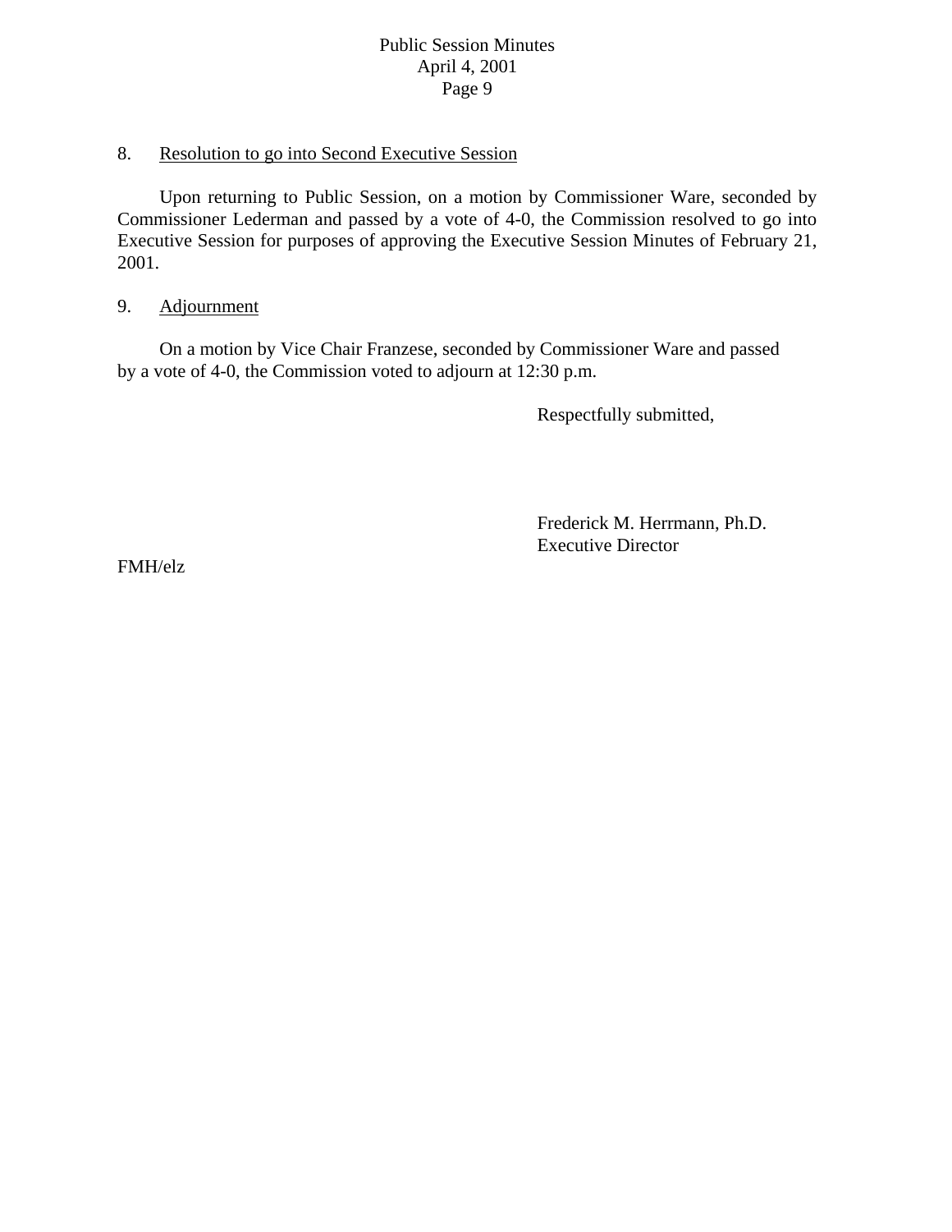8. <u>Resolution to go into Second Executive Session</u>

Upon returning to Public Session, on a motion by Commissioner Ware, seconded by Commissioner Lederman and passed by a vote of 4-0, the Commission resolved to go into Executive Session for purposes of approving the Executive Session Minutes of February 21, 2001.

9. <u>Adjournment</u>

On a motion by Vice Chair Franzese, seconded by Commissioner Ware and passed by a vote of 4-0, the Commission voted to adjourn at 12:30 p.m.

Respectfully submitted,

Frederick M. Herrmann, Ph.D.
Executive Director

FMH/elz